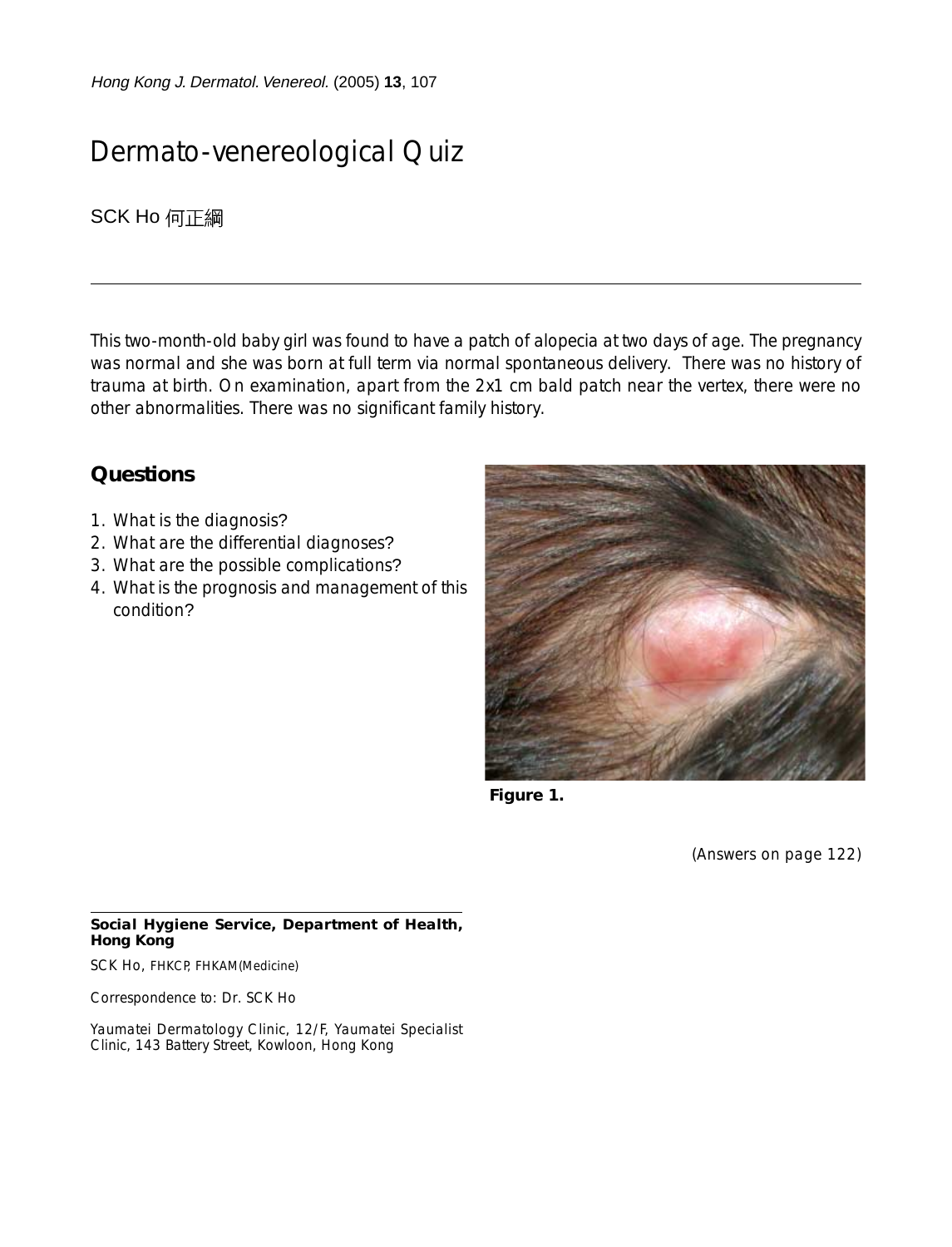# Dermato-venereological Quiz

SCK Ho 何正綱

This two-month-old baby girl was found to have a patch of alopecia at two days of age. The pregnancy was normal and she was born at full term via normal spontaneous delivery. There was no history of trauma at birth. On examination, apart from the 2x1 cm bald patch near the vertex, there were no other abnormalities. There was no significant family history.

## Questions

1. What is the diagnosis?
2. What are the differential diagnoses?
3. What are the possible complications?
4. What is the prognosis and management of this condition?

**Figure 1.**

(Answers on page 122)

**Social Hygiene Service, Department of Health, Hong Kong**

SCK Ho, FHKCP, FHKAM(Medicine)

Correspondence to: Dr. SCK Ho

Yaumatei Dermatology Clinic, 12/F, Yaumatei Specialist Clinic, 143 Battery Street, Kowloon, Hong Kong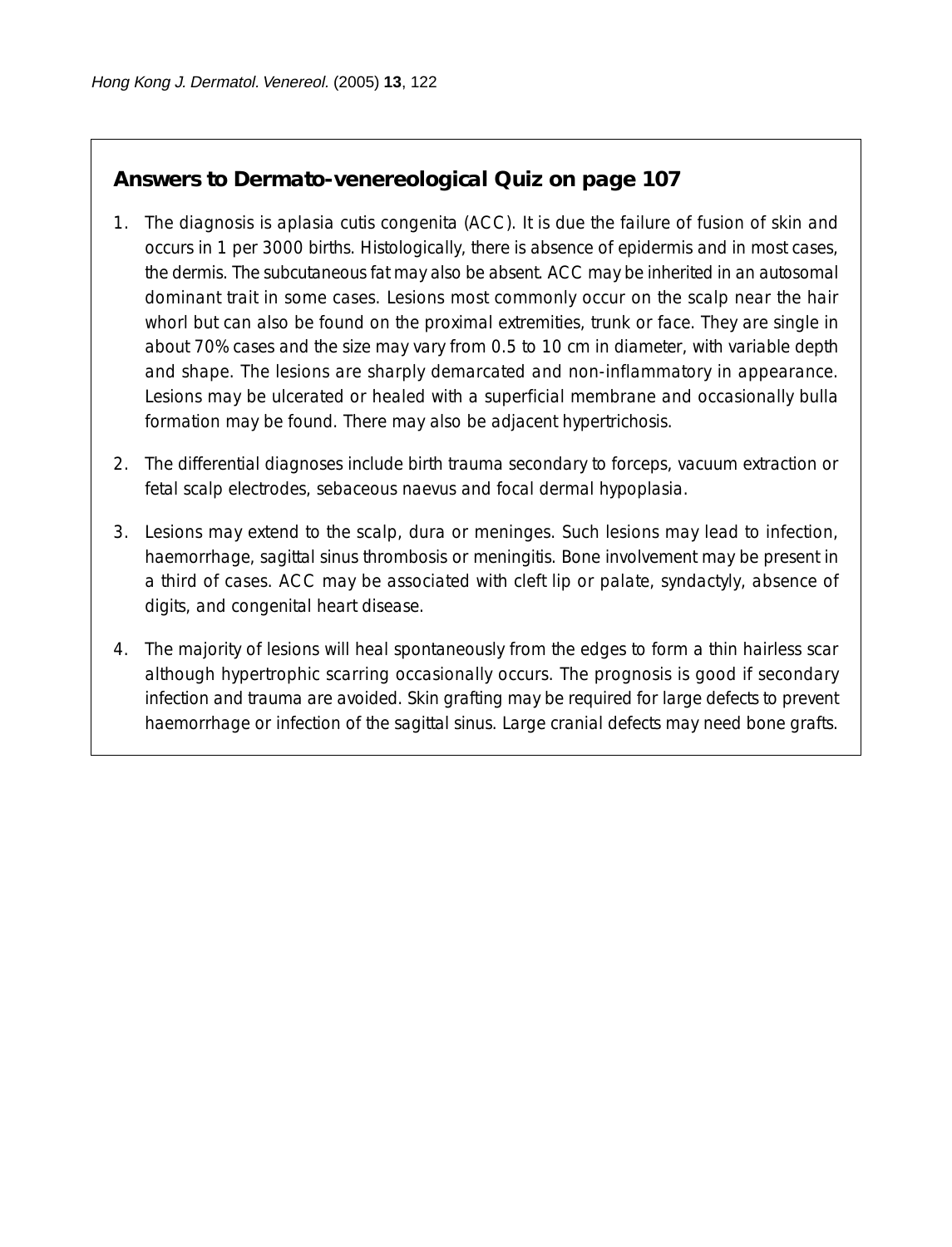## Answers to Dermato-venereological Quiz on page 107

1. The diagnosis is aplasia cutis congenita (ACC). It is due the failure of fusion of skin and occurs in 1 per 3000 births. Histologically, there is absence of epidermis and in most cases, the dermis. The subcutaneous fat may also be absent. ACC may be inherited in an autosomal dominant trait in some cases. Lesions most commonly occur on the scalp near the hair whorl but can also be found on the proximal extremities, trunk or face. They are single in about 70% cases and the size may vary from 0.5 to 10 cm in diameter, with variable depth and shape. The lesions are sharply demarcated and non-inflammatory in appearance. Lesions may be ulcerated or healed with a superficial membrane and occasionally bulla formation may be found. There may also be adjacent hypertrichosis.

2. The differential diagnoses include birth trauma secondary to forceps, vacuum extraction or fetal scalp electrodes, sebaceous naevus and focal dermal hypoplasia.

3. Lesions may extend to the scalp, dura or meninges. Such lesions may lead to infection, haemorrhage, sagittal sinus thrombosis or meningitis. Bone involvement may be present in a third of cases. ACC may be associated with cleft lip or palate, syndactyly, absence of digits, and congenital heart disease.

4. The majority of lesions will heal spontaneously from the edges to form a thin hairless scar although hypertrophic scarring occasionally occurs. The prognosis is good if secondary infection and trauma are avoided. Skin grafting may be required for large defects to prevent haemorrhage or infection of the sagittal sinus. Large cranial defects may need bone grafts.